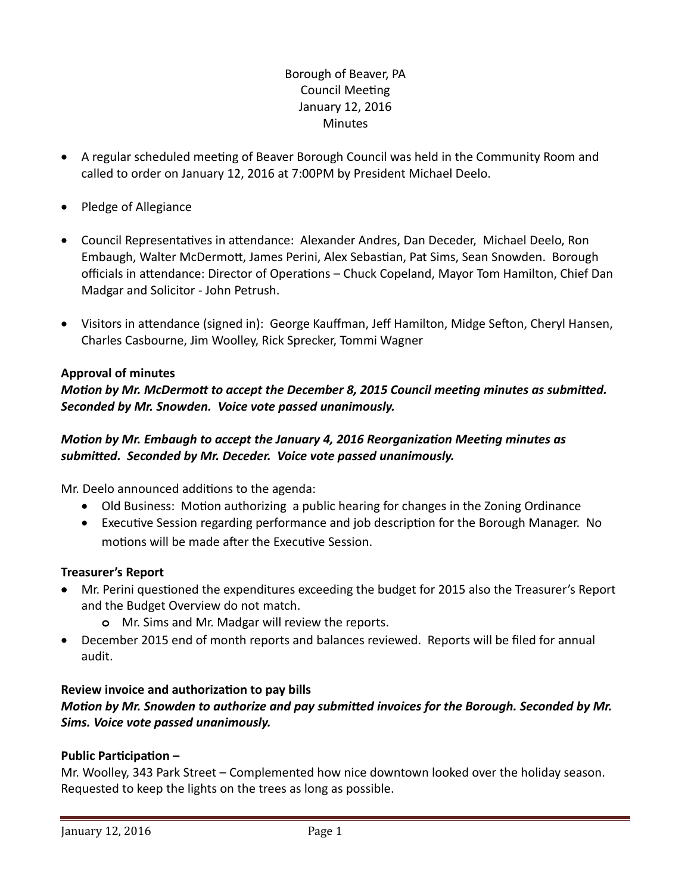Borough of Beaver, PA
Council Meeting
January 12, 2016
Minutes

- A regular scheduled meeting of Beaver Borough Council was held in the Community Room and called to order on January 12, 2016 at 7:00PM by President Michael Deelo.
- Pledge of Allegiance
- Council Representatives in attendance: Alexander Andres, Dan Deceder, Michael Deelo, Ron Embaugh, Walter McDermott, James Perini, Alex Sebastian, Pat Sims, Sean Snowden. Borough officials in attendance: Director of Operations – Chuck Copeland, Mayor Tom Hamilton, Chief Dan Madgar and Solicitor - John Petrush.
- Visitors in attendance (signed in): George Kauffman, Jeff Hamilton, Midge Sefton, Cheryl Hansen, Charles Casbourne, Jim Woolley, Rick Sprecker, Tommi Wagner

**Approval of minutes**

***Motion by Mr. McDermott to accept the December 8, 2015 Council meeting minutes as submitted. Seconded by Mr. Snowden. Voice vote passed unanimously.***

***Motion by Mr. Embaugh to accept the January 4, 2016 Reorganization Meeting minutes as submitted. Seconded by Mr. Deceder. Voice vote passed unanimously.***

Mr. Deelo announced additions to the agenda:

- Old Business: Motion authorizing a public hearing for changes in the Zoning Ordinance
- Executive Session regarding performance and job description for the Borough Manager. No motions will be made after the Executive Session.

**Treasurer's Report**

- Mr. Perini questioned the expenditures exceeding the budget for 2015 also the Treasurer's Report and the Budget Overview do not match.
  - Mr. Sims and Mr. Madgar will review the reports.
- December 2015 end of month reports and balances reviewed. Reports will be filed for annual audit.

**Review invoice and authorization to pay bills**

***Motion by Mr. Snowden to authorize and pay submitted invoices for the Borough. Seconded by Mr. Sims. Voice vote passed unanimously.***

**Public Participation –**

Mr. Woolley, 343 Park Street – Complemented how nice downtown looked over the holiday season. Requested to keep the lights on the trees as long as possible.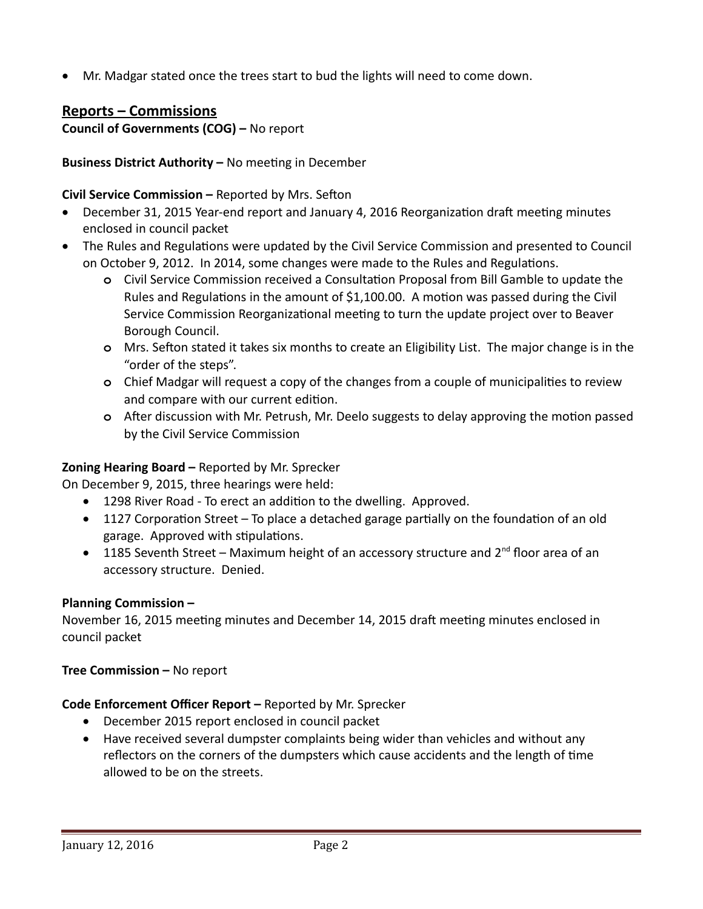- Mr. Madgar stated once the trees start to bud the lights will need to come down.

## Reports – Commissions

**Council of Governments (COG) –** No report

**Business District Authority –** No meeting in December

**Civil Service Commission –** Reported by Mrs. Sefton

- December 31, 2015 Year-end report and January 4, 2016 Reorganization draft meeting minutes enclosed in council packet
- The Rules and Regulations were updated by the Civil Service Commission and presented to Council on October 9, 2012. In 2014, some changes were made to the Rules and Regulations.
  - Civil Service Commission received a Consultation Proposal from Bill Gamble to update the Rules and Regulations in the amount of $1,100.00. A motion was passed during the Civil Service Commission Reorganizational meeting to turn the update project over to Beaver Borough Council.
  - Mrs. Sefton stated it takes six months to create an Eligibility List. The major change is in the "order of the steps".
  - Chief Madgar will request a copy of the changes from a couple of municipalities to review and compare with our current edition.
  - After discussion with Mr. Petrush, Mr. Deelo suggests to delay approving the motion passed by the Civil Service Commission

**Zoning Hearing Board –** Reported by Mr. Sprecker

On December 9, 2015, three hearings were held:

- 1298 River Road - To erect an addition to the dwelling. Approved.
- 1127 Corporation Street – To place a detached garage partially on the foundation of an old garage. Approved with stipulations.
- 1185 Seventh Street – Maximum height of an accessory structure and 2nd floor area of an accessory structure. Denied.

**Planning Commission –**

November 16, 2015 meeting minutes and December 14, 2015 draft meeting minutes enclosed in council packet

**Tree Commission –** No report

**Code Enforcement Officer Report –** Reported by Mr. Sprecker

- December 2015 report enclosed in council packet
- Have received several dumpster complaints being wider than vehicles and without any reflectors on the corners of the dumpsters which cause accidents and the length of time allowed to be on the streets.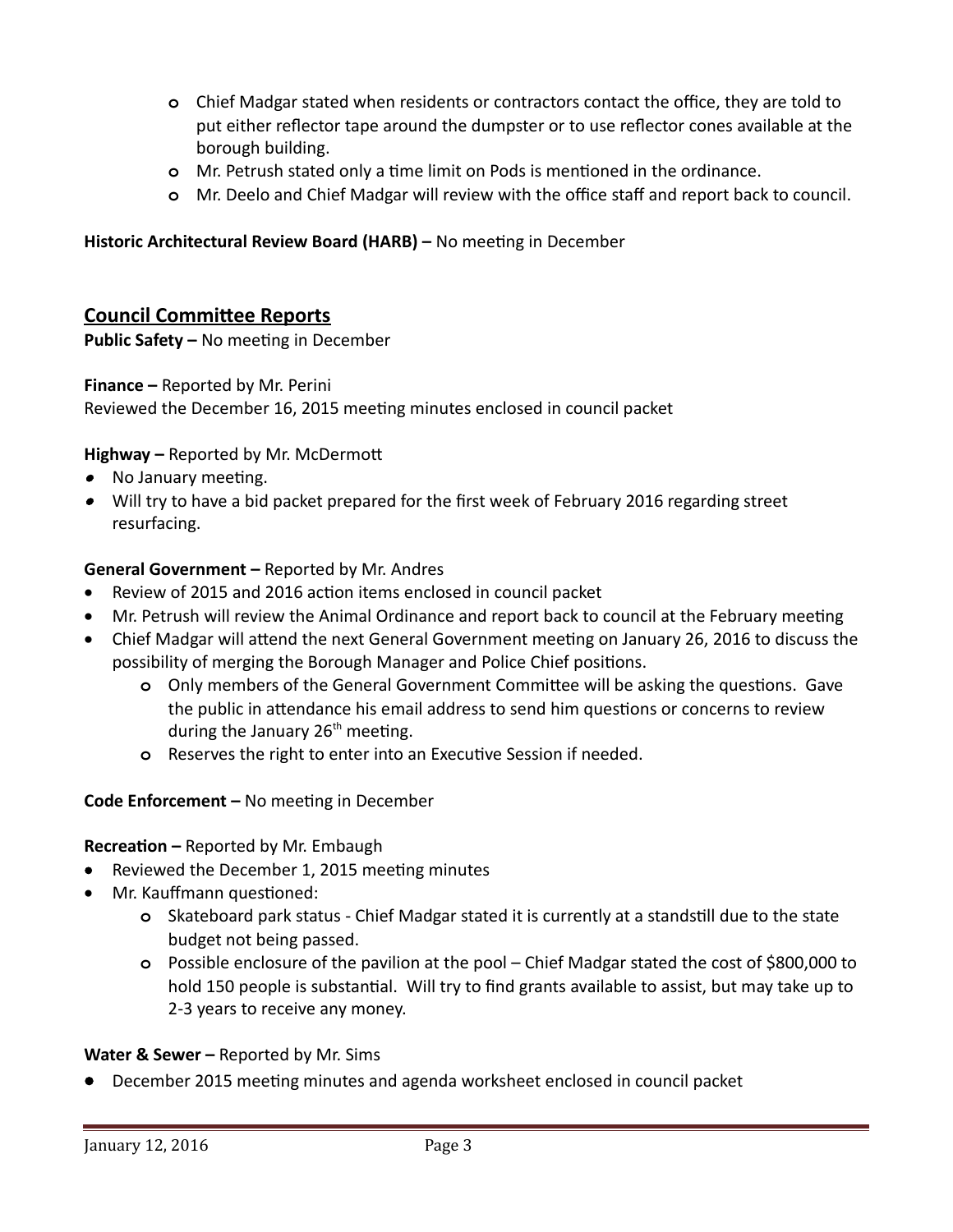- Chief Madgar stated when residents or contractors contact the office, they are told to put either reflector tape around the dumpster or to use reflector cones available at the borough building.
- Mr. Petrush stated only a time limit on Pods is mentioned in the ordinance.
- Mr. Deelo and Chief Madgar will review with the office staff and report back to council.

**Historic Architectural Review Board (HARB) –** No meeting in December

## Council Committee Reports

**Public Safety –** No meeting in December

**Finance –** Reported by Mr. Perini
Reviewed the December 16, 2015 meeting minutes enclosed in council packet

**Highway –** Reported by Mr. McDermott

- No January meeting.
- Will try to have a bid packet prepared for the first week of February 2016 regarding street resurfacing.

**General Government –** Reported by Mr. Andres

- Review of 2015 and 2016 action items enclosed in council packet
- Mr. Petrush will review the Animal Ordinance and report back to council at the February meeting
- Chief Madgar will attend the next General Government meeting on January 26, 2016 to discuss the possibility of merging the Borough Manager and Police Chief positions.
  - Only members of the General Government Committee will be asking the questions. Gave the public in attendance his email address to send him questions or concerns to review during the January 26th meeting.
  - Reserves the right to enter into an Executive Session if needed.

**Code Enforcement –** No meeting in December

**Recreation –** Reported by Mr. Embaugh

- Reviewed the December 1, 2015 meeting minutes
- Mr. Kauffmann questioned:
  - Skateboard park status - Chief Madgar stated it is currently at a standstill due to the state budget not being passed.
  - Possible enclosure of the pavilion at the pool – Chief Madgar stated the cost of $800,000 to hold 150 people is substantial. Will try to find grants available to assist, but may take up to 2-3 years to receive any money.

**Water & Sewer –** Reported by Mr. Sims

- December 2015 meeting minutes and agenda worksheet enclosed in council packet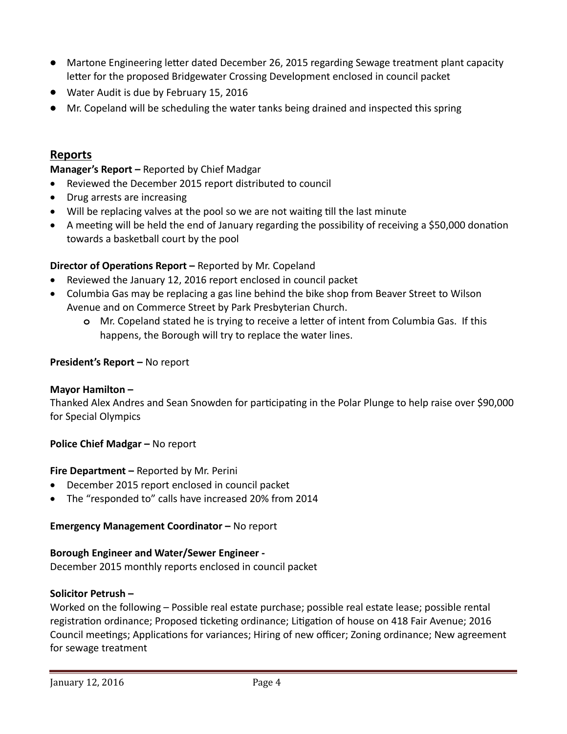- Martone Engineering letter dated December 26, 2015 regarding Sewage treatment plant capacity letter for the proposed Bridgewater Crossing Development enclosed in council packet
- Water Audit is due by February 15, 2016
- Mr. Copeland will be scheduling the water tanks being drained and inspected this spring

## Reports

**Manager's Report –** Reported by Chief Madgar

- Reviewed the December 2015 report distributed to council
- Drug arrests are increasing
- Will be replacing valves at the pool so we are not waiting till the last minute
- A meeting will be held the end of January regarding the possibility of receiving a $50,000 donation towards a basketball court by the pool

**Director of Operations Report –** Reported by Mr. Copeland

- Reviewed the January 12, 2016 report enclosed in council packet
- Columbia Gas may be replacing a gas line behind the bike shop from Beaver Street to Wilson Avenue and on Commerce Street by Park Presbyterian Church.
    - Mr. Copeland stated he is trying to receive a letter of intent from Columbia Gas. If this happens, the Borough will try to replace the water lines.

**President's Report –** No report

**Mayor Hamilton –**

Thanked Alex Andres and Sean Snowden for participating in the Polar Plunge to help raise over $90,000 for Special Olympics

**Police Chief Madgar –** No report

**Fire Department –** Reported by Mr. Perini

- December 2015 report enclosed in council packet
- The "responded to" calls have increased 20% from 2014

**Emergency Management Coordinator –** No report

**Borough Engineer and Water/Sewer Engineer -**

December 2015 monthly reports enclosed in council packet

**Solicitor Petrush –**

Worked on the following – Possible real estate purchase; possible real estate lease; possible rental registration ordinance; Proposed ticketing ordinance; Litigation of house on 418 Fair Avenue; 2016 Council meetings; Applications for variances; Hiring of new officer; Zoning ordinance; New agreement for sewage treatment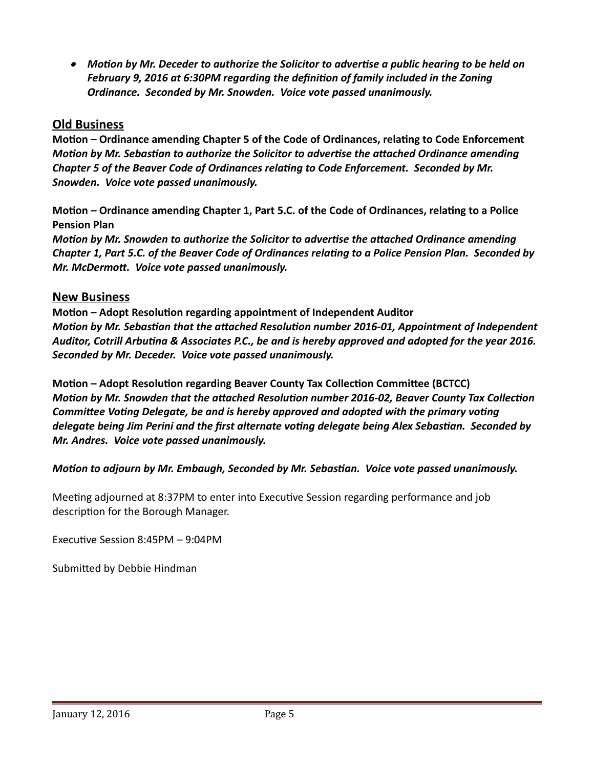- ***Motion by Mr. Deceder to authorize the Solicitor to advertise a public hearing to be held on February 9, 2016 at 6:30PM regarding the definition of family included in the Zoning Ordinance. Seconded by Mr. Snowden. Voice vote passed unanimously.***

## Old Business

**Motion – Ordinance amending Chapter 5 of the Code of Ordinances, relating to Code Enforcement**
***Motion by Mr. Sebastian to authorize the Solicitor to advertise the attached Ordinance amending Chapter 5 of the Beaver Code of Ordinances relating to Code Enforcement. Seconded by Mr. Snowden. Voice vote passed unanimously.***

**Motion – Ordinance amending Chapter 1, Part 5.C. of the Code of Ordinances, relating to a Police Pension Plan**
***Motion by Mr. Snowden to authorize the Solicitor to advertise the attached Ordinance amending Chapter 1, Part 5.C. of the Beaver Code of Ordinances relating to a Police Pension Plan. Seconded by Mr. McDermott. Voice vote passed unanimously.***

## New Business

**Motion – Adopt Resolution regarding appointment of Independent Auditor**
***Motion by Mr. Sebastian that the attached Resolution number 2016-01, Appointment of Independent Auditor, Cotrill Arbutina & Associates P.C., be and is hereby approved and adopted for the year 2016. Seconded by Mr. Deceder. Voice vote passed unanimously.***

**Motion – Adopt Resolution regarding Beaver County Tax Collection Committee (BCTCC)**
***Motion by Mr. Snowden that the attached Resolution number 2016-02, Beaver County Tax Collection Committee Voting Delegate, be and is hereby approved and adopted with the primary voting delegate being Jim Perini and the first alternate voting delegate being Alex Sebastian. Seconded by Mr. Andres. Voice vote passed unanimously.***

***Motion to adjourn by Mr. Embaugh, Seconded by Mr. Sebastian. Voice vote passed unanimously.***

Meeting adjourned at 8:37PM to enter into Executive Session regarding performance and job description for the Borough Manager.

Executive Session 8:45PM – 9:04PM

Submitted by Debbie Hindman